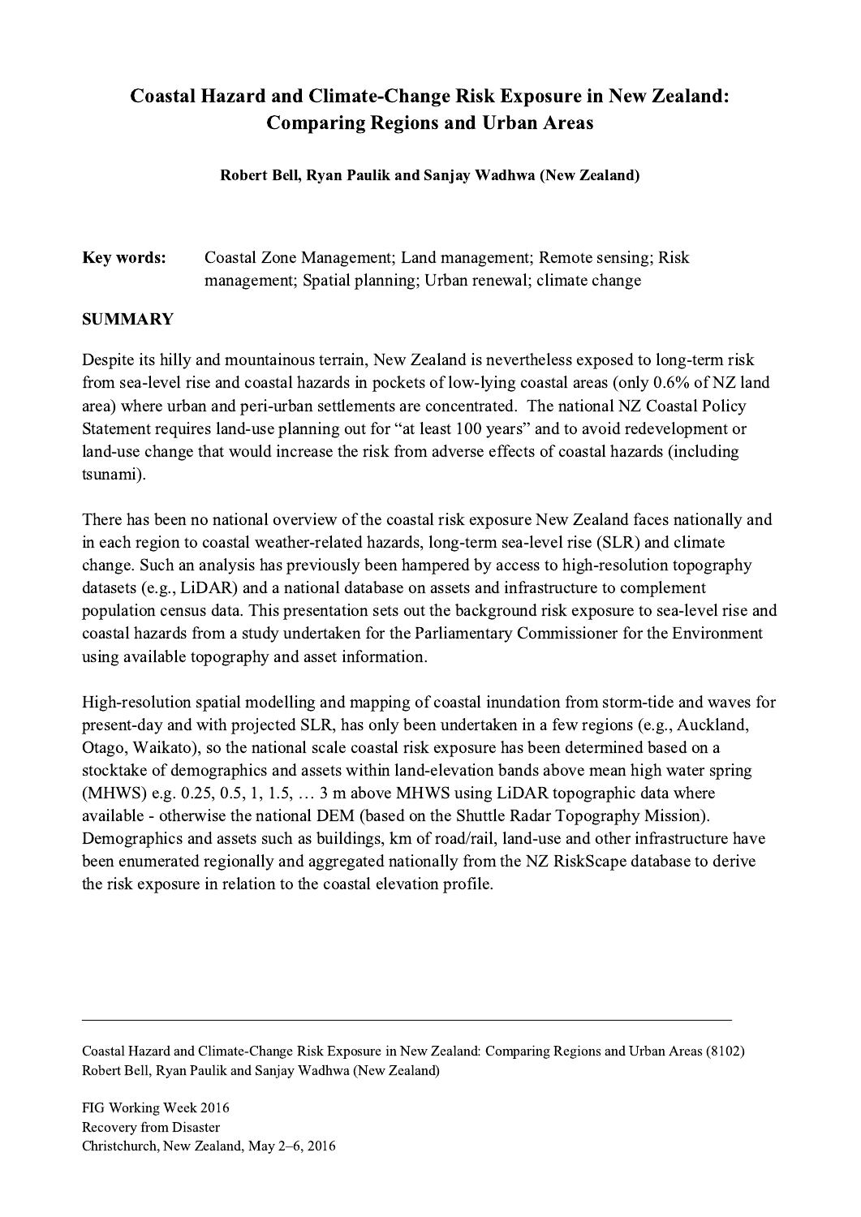# Coastal Hazard and Climate-Change Risk Exposure in New Zealand: Comparing Regions and Urban Areas

**Robert Bell, Ryan Paulik and Sanjay Wadhwa (New Zealand)**

**Key words:** Coastal Zone Management; Land management; Remote sensing; Risk management; Spatial planning; Urban renewal; climate change

## SUMMARY

Despite its hilly and mountainous terrain, New Zealand is nevertheless exposed to long-term risk from sea-level rise and coastal hazards in pockets of low-lying coastal areas (only 0.6% of NZ land area) where urban and peri-urban settlements are concentrated. The national NZ Coastal Policy Statement requires land-use planning out for "at least 100 years" and to avoid redevelopment or land-use change that would increase the risk from adverse effects of coastal hazards (including tsunami).

There has been no national overview of the coastal risk exposure New Zealand faces nationally and in each region to coastal weather-related hazards, long-term sea-level rise (SLR) and climate change. Such an analysis has previously been hampered by access to high-resolution topography datasets (e.g., LiDAR) and a national database on assets and infrastructure to complement population census data. This presentation sets out the background risk exposure to sea-level rise and coastal hazards from a study undertaken for the Parliamentary Commissioner for the Environment using available topography and asset information.

High-resolution spatial modelling and mapping of coastal inundation from storm-tide and waves for present-day and with projected SLR, has only been undertaken in a few regions (e.g., Auckland, Otago, Waikato), so the national scale coastal risk exposure has been determined based on a stocktake of demographics and assets within land-elevation bands above mean high water spring (MHWS) e.g. 0.25, 0.5, 1, 1.5, … 3 m above MHWS using LiDAR topographic data where available - otherwise the national DEM (based on the Shuttle Radar Topography Mission). Demographics and assets such as buildings, km of road/rail, land-use and other infrastructure have been enumerated regionally and aggregated nationally from the NZ RiskScape database to derive the risk exposure in relation to the coastal elevation profile.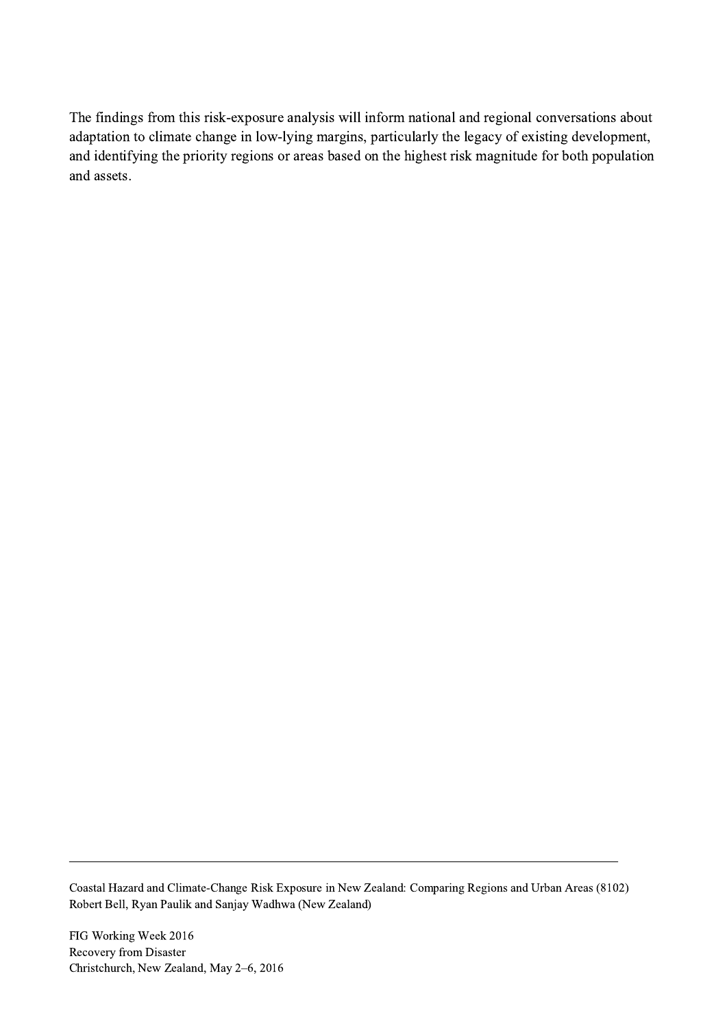The findings from this risk-exposure analysis will inform national and regional conversations about adaptation to climate change in low-lying margins, particularly the legacy of existing development, and identifying the priority regions or areas based on the highest risk magnitude for both population and assets.